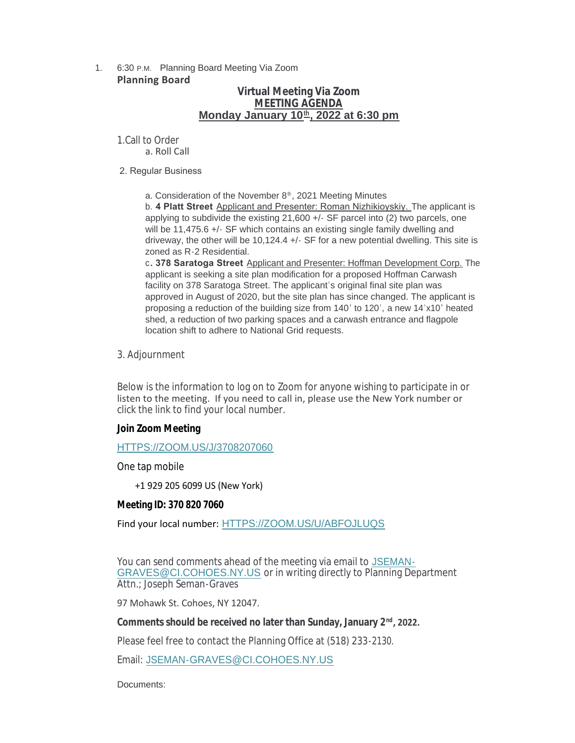1. 6:30 P.M. Planning Board Meeting Via Zoom

**Planning Board**

**Virtual Meeting Via Zoom**

**MEETING AGENDA**

**Monday January 10th, 2022 at 6:30 pm**

1. Call to Order
   a. Roll Call

2. Regular Business

   a. Consideration of the November 8th, 2021 Meeting Minutes

   b. **4 Platt Street** Applicant and Presenter: Roman Nizhikioyskiy. The applicant is applying to subdivide the existing 21,600 +/- SF parcel into (2) two parcels, one will be 11,475.6 +/- SF which contains an existing single family dwelling and driveway, the other will be 10,124.4 +/- SF for a new potential dwelling. This site is zoned as R-2 Residential.

   c. **378 Saratoga Street** Applicant and Presenter: Hoffman Development Corp. The applicant is seeking a site plan modification for a proposed Hoffman Carwash facility on 378 Saratoga Street. The applicant's original final site plan was approved in August of 2020, but the site plan has since changed. The applicant is proposing a reduction of the building size from 140' to 120', a new 14'x10' heated shed, a reduction of two parking spaces and a carwash entrance and flagpole location shift to adhere to National Grid requests.

3. Adjournment

Below is the information to log on to Zoom for anyone wishing to participate in or listen to the meeting. If you need to call in, please use the New York number or click the link to find your local number.

**Join Zoom Meeting**

HTTPS://ZOOM.US/J/3708207060

One tap mobile

+1 929 205 6099 US (New York)

**Meeting ID: 370 820 7060**

Find your local number: HTTPS://ZOOM.US/U/ABFOJLUQS

You can send comments ahead of the meeting via email to JSEMAN-GRAVES@CI.COHOES.NY.US or in writing directly to Planning Department Attn.; Joseph Seman-Graves

97 Mohawk St. Cohoes, NY 12047.

**Comments should be received no later than Sunday, January 2nd, 2022.**

Please feel free to contact the Planning Office at (518) 233-2130.

Email: JSEMAN-GRAVES@CI.COHOES.NY.US

Documents: